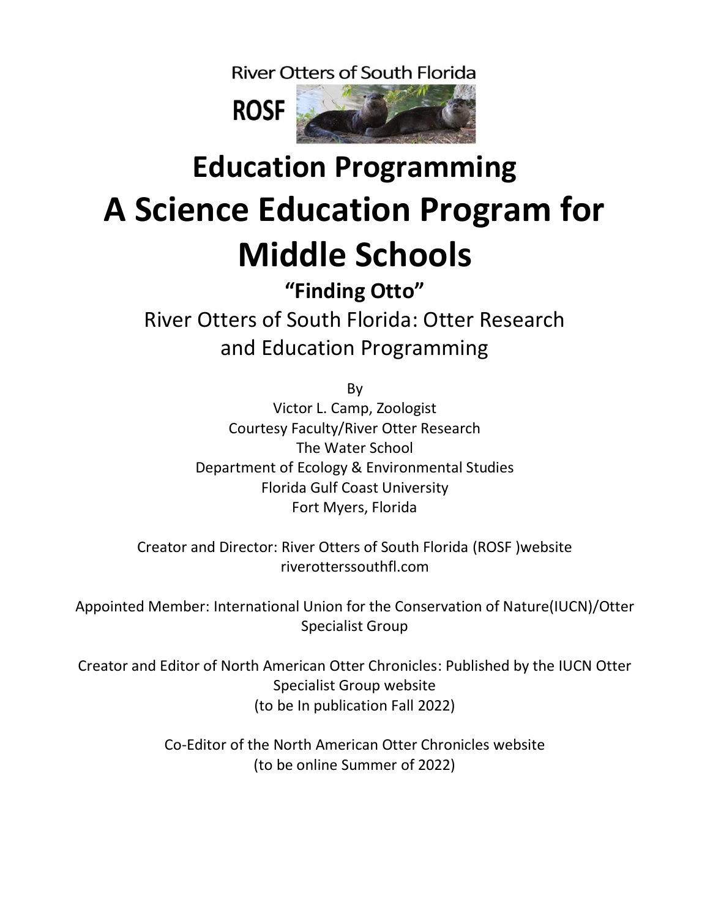River Otters of South Florida

ROSF

# Education Programming
# A Science Education Program for Middle Schools

## "Finding Otto"

River Otters of South Florida: Otter Research and Education Programming

By
Victor L. Camp, Zoologist
Courtesy Faculty/River Otter Research
The Water School
Department of Ecology & Environmental Studies
Florida Gulf Coast University
Fort Myers, Florida

Creator and Director: River Otters of South Florida (ROSF )website
riverotterssouthfl.com

Appointed Member: International Union for the Conservation of Nature(IUCN)/Otter Specialist Group

Creator and Editor of North American Otter Chronicles: Published by the IUCN Otter Specialist Group website
(to be In publication Fall 2022)

Co-Editor of the North American Otter Chronicles website
(to be online Summer of 2022)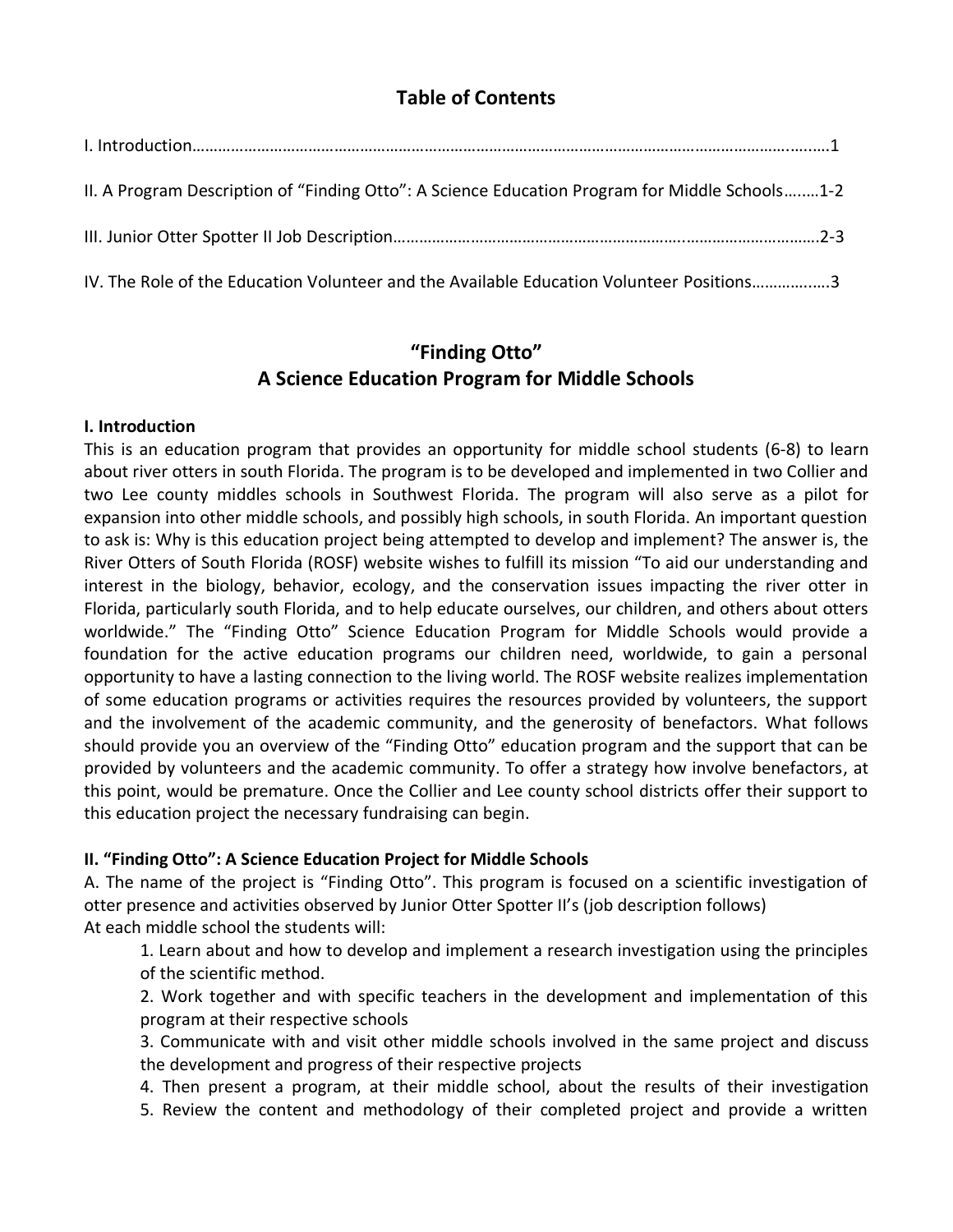## Table of Contents

I. Introduction……………………………………………………………………………………………………………………..……1

II. A Program Description of "Finding Otto": A Science Education Program for Middle Schools……..1-2

III. Junior Otter Spotter II Job Description…………………………………………………….…………………………2-3

IV. The Role of the Education Volunteer and the Available Education Volunteer Positions……………..3

# "Finding Otto"
# A Science Education Program for Middle Schools

### I. Introduction

This is an education program that provides an opportunity for middle school students (6-8) to learn about river otters in south Florida. The program is to be developed and implemented in two Collier and two Lee county middles schools in Southwest Florida. The program will also serve as a pilot for expansion into other middle schools, and possibly high schools, in south Florida. An important question to ask is: Why is this education project being attempted to develop and implement? The answer is, the River Otters of South Florida (ROSF) website wishes to fulfill its mission "To aid our understanding and interest in the biology, behavior, ecology, and the conservation issues impacting the river otter in Florida, particularly south Florida, and to help educate ourselves, our children, and others about otters worldwide." The "Finding Otto" Science Education Program for Middle Schools would provide a foundation for the active education programs our children need, worldwide, to gain a personal opportunity to have a lasting connection to the living world. The ROSF website realizes implementation of some education programs or activities requires the resources provided by volunteers, the support and the involvement of the academic community, and the generosity of benefactors. What follows should provide you an overview of the "Finding Otto" education program and the support that can be provided by volunteers and the academic community. To offer a strategy how involve benefactors, at this point, would be premature. Once the Collier and Lee county school districts offer their support to this education project the necessary fundraising can begin.

### II. "Finding Otto": A Science Education Project for Middle Schools

A. The name of the project is "Finding Otto". This program is focused on a scientific investigation of otter presence and activities observed by Junior Otter Spotter II's (job description follows)
At each middle school the students will:

1. Learn about and how to develop and implement a research investigation using the principles of the scientific method.
2. Work together and with specific teachers in the development and implementation of this program at their respective schools
3. Communicate with and visit other middle schools involved in the same project and discuss the development and progress of their respective projects
4. Then present a program, at their middle school, about the results of their investigation
5. Review the content and methodology of their completed project and provide a written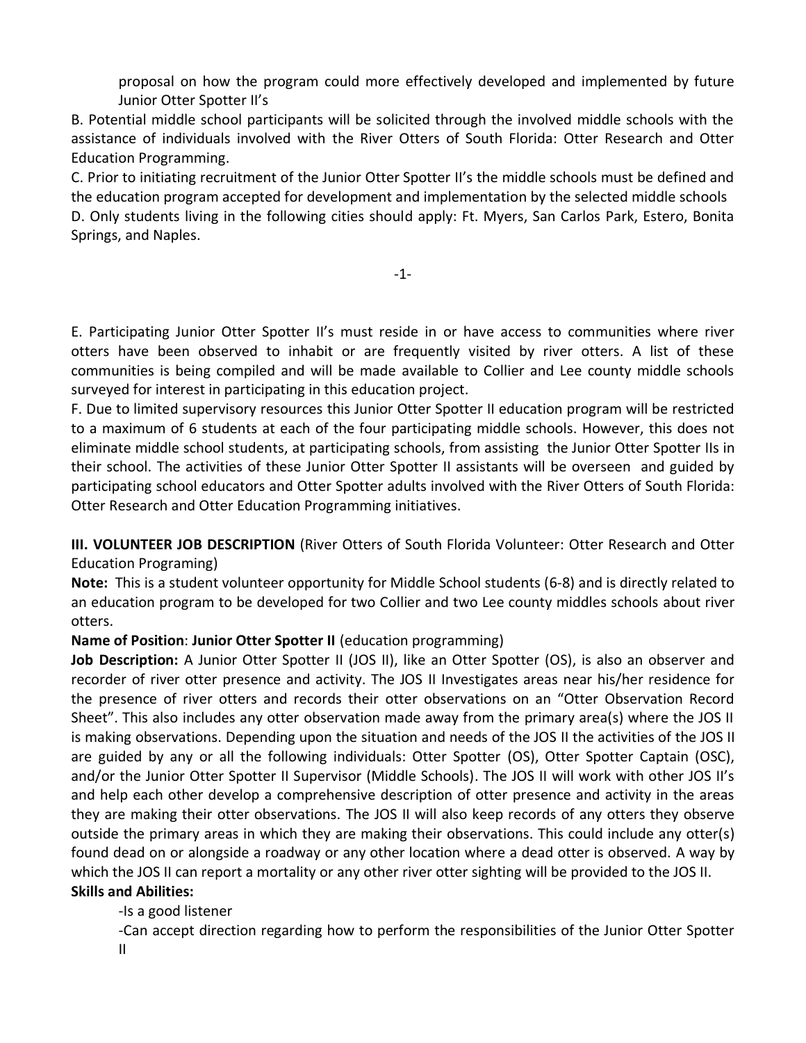proposal on how the program could more effectively developed and implemented by future Junior Otter Spotter II's

B. Potential middle school participants will be solicited through the involved middle schools with the assistance of individuals involved with the River Otters of South Florida: Otter Research and Otter Education Programming.

C. Prior to initiating recruitment of the Junior Otter Spotter II's the middle schools must be defined and the education program accepted for development and implementation by the selected middle schools

D. Only students living in the following cities should apply: Ft. Myers, San Carlos Park, Estero, Bonita Springs, and Naples.

E. Participating Junior Otter Spotter II's must reside in or have access to communities where river otters have been observed to inhabit or are frequently visited by river otters. A list of these communities is being compiled and will be made available to Collier and Lee county middle schools surveyed for interest in participating in this education project.

F. Due to limited supervisory resources this Junior Otter Spotter II education program will be restricted to a maximum of 6 students at each of the four participating middle schools. However, this does not eliminate middle school students, at participating schools, from assisting the Junior Otter Spotter IIs in their school. The activities of these Junior Otter Spotter II assistants will be overseen and guided by participating school educators and Otter Spotter adults involved with the River Otters of South Florida: Otter Research and Otter Education Programming initiatives.

**III. VOLUNTEER JOB DESCRIPTION** (River Otters of South Florida Volunteer: Otter Research and Otter Education Programing)

**Note:** This is a student volunteer opportunity for Middle School students (6-8) and is directly related to an education program to be developed for two Collier and two Lee county middles schools about river otters.

**Name of Position**: **Junior Otter Spotter II** (education programming)

**Job Description:** A Junior Otter Spotter II (JOS II), like an Otter Spotter (OS), is also an observer and recorder of river otter presence and activity. The JOS II Investigates areas near his/her residence for the presence of river otters and records their otter observations on an "Otter Observation Record Sheet". This also includes any otter observation made away from the primary area(s) where the JOS II is making observations. Depending upon the situation and needs of the JOS II the activities of the JOS II are guided by any or all the following individuals: Otter Spotter (OS), Otter Spotter Captain (OSC), and/or the Junior Otter Spotter II Supervisor (Middle Schools). The JOS II will work with other JOS II's and help each other develop a comprehensive description of otter presence and activity in the areas they are making their otter observations. The JOS II will also keep records of any otters they observe outside the primary areas in which they are making their observations. This could include any otter(s) found dead on or alongside a roadway or any other location where a dead otter is observed. A way by which the JOS II can report a mortality or any other river otter sighting will be provided to the JOS II.

**Skills and Abilities:**

-Is a good listener

-Can accept direction regarding how to perform the responsibilities of the Junior Otter Spotter II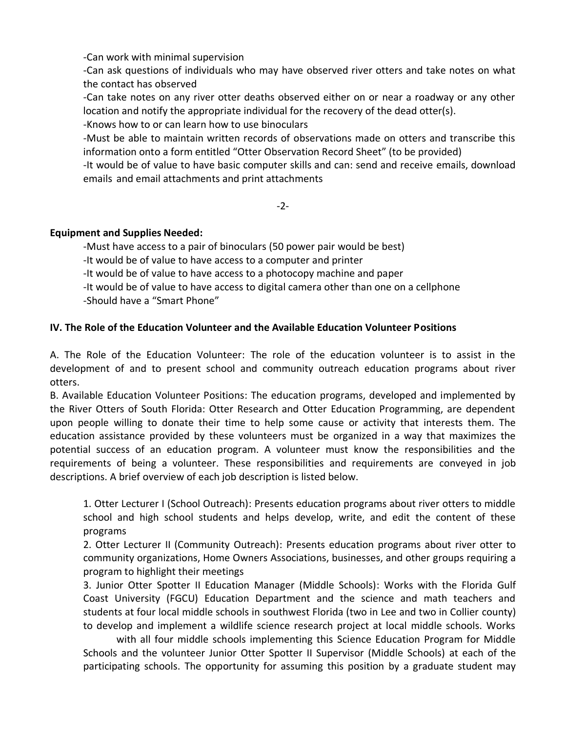-Can work with minimal supervision

-Can ask questions of individuals who may have observed river otters and take notes on what the contact has observed

-Can take notes on any river otter deaths observed either on or near a roadway or any other location and notify the appropriate individual for the recovery of the dead otter(s).

-Knows how to or can learn how to use binoculars

-Must be able to maintain written records of observations made on otters and transcribe this information onto a form entitled "Otter Observation Record Sheet" (to be provided)

-It would be of value to have basic computer skills and can: send and receive emails, download emails and email attachments and print attachments

**Equipment and Supplies Needed:**

-Must have access to a pair of binoculars (50 power pair would be best)

-It would be of value to have access to a computer and printer

-It would be of value to have access to a photocopy machine and paper

-It would be of value to have access to digital camera other than one on a cellphone

-Should have a "Smart Phone"

**IV. The Role of the Education Volunteer and the Available Education Volunteer Positions**

A. The Role of the Education Volunteer: The role of the education volunteer is to assist in the development of and to present school and community outreach education programs about river otters.

B. Available Education Volunteer Positions: The education programs, developed and implemented by the River Otters of South Florida: Otter Research and Otter Education Programming, are dependent upon people willing to donate their time to help some cause or activity that interests them. The education assistance provided by these volunteers must be organized in a way that maximizes the potential success of an education program. A volunteer must know the responsibilities and the requirements of being a volunteer. These responsibilities and requirements are conveyed in job descriptions. A brief overview of each job description is listed below.

1. Otter Lecturer I (School Outreach): Presents education programs about river otters to middle school and high school students and helps develop, write, and edit the content of these programs

2. Otter Lecturer II (Community Outreach): Presents education programs about river otter to community organizations, Home Owners Associations, businesses, and other groups requiring a program to highlight their meetings

3. Junior Otter Spotter II Education Manager (Middle Schools): Works with the Florida Gulf Coast University (FGCU) Education Department and the science and math teachers and students at four local middle schools in southwest Florida (two in Lee and two in Collier county) to develop and implement a wildlife science research project at local middle schools. Works with all four middle schools implementing this Science Education Program for Middle Schools and the volunteer Junior Otter Spotter II Supervisor (Middle Schools) at each of the participating schools. The opportunity for assuming this position by a graduate student may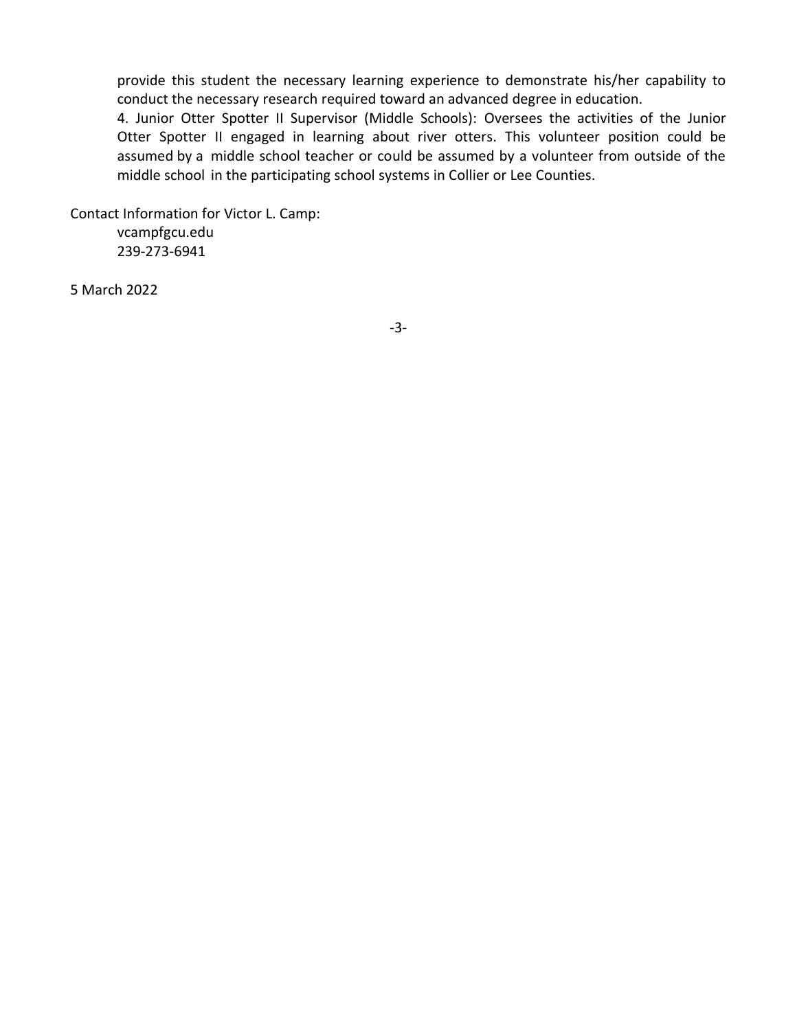provide this student the necessary learning experience to demonstrate his/her capability to conduct the necessary research required toward an advanced degree in education.

4. Junior Otter Spotter II Supervisor (Middle Schools): Oversees the activities of the Junior Otter Spotter II engaged in learning about river otters. This volunteer position could be assumed by a middle school teacher or could be assumed by a volunteer from outside of the middle school in the participating school systems in Collier or Lee Counties.

Contact Information for Victor L. Camp:

vcampfgcu.edu
239-273-6941

5 March 2022